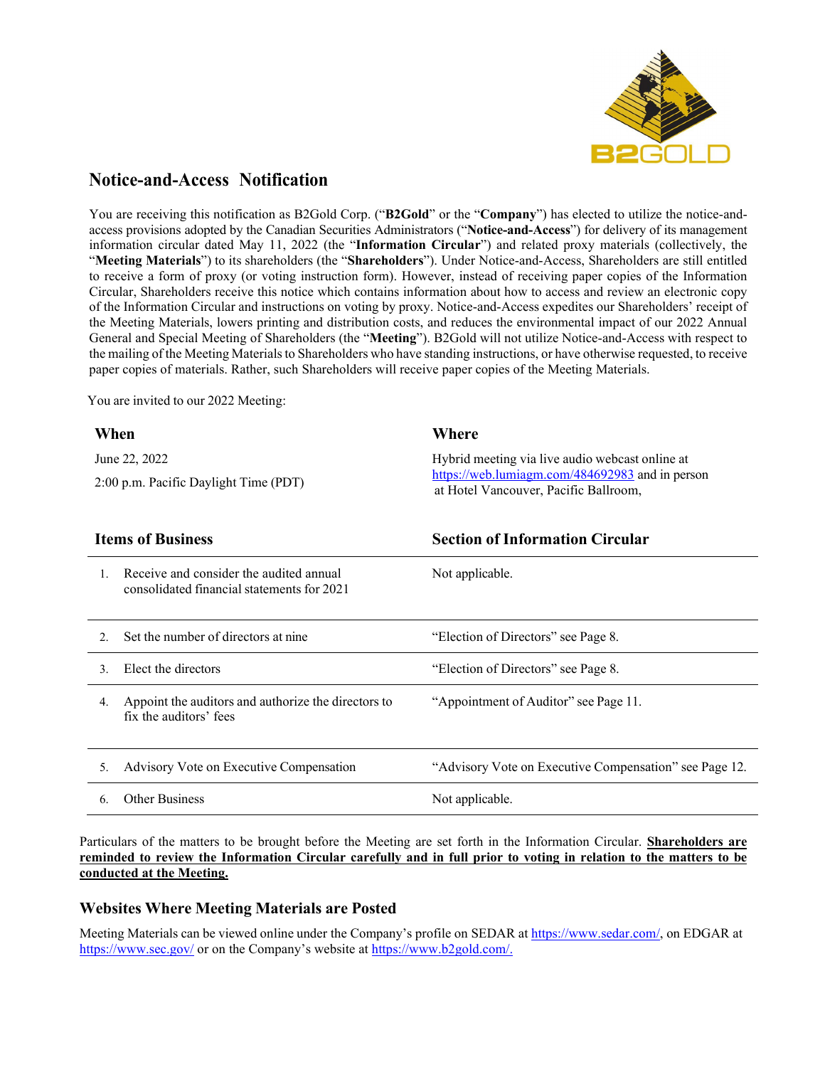# Notice-and-Access Notification

You are receiving this notification as B2Gold Corp. ("**B2Gold**" or the "**Company**") has elected to utilize the notice-and-access provisions adopted by the Canadian Securities Administrators ("**Notice-and-Access**") for delivery of its management information circular dated May 11, 2022 (the "**Information Circular**") and related proxy materials (collectively, the "**Meeting Materials**") to its shareholders (the "**Shareholders**"). Under Notice-and-Access, Shareholders are still entitled to receive a form of proxy (or voting instruction form). However, instead of receiving paper copies of the Information Circular, Shareholders receive this notice which contains information about how to access and review an electronic copy of the Information Circular and instructions on voting by proxy. Notice-and-Access expedites our Shareholders' receipt of the Meeting Materials, lowers printing and distribution costs, and reduces the environmental impact of our 2022 Annual General and Special Meeting of Shareholders (the "**Meeting**"). B2Gold will not utilize Notice-and-Access with respect to the mailing of the Meeting Materials to Shareholders who have standing instructions, or have otherwise requested, to receive paper copies of materials. Rather, such Shareholders will receive paper copies of the Meeting Materials.

You are invited to our 2022 Meeting:

| **When** | **Where** |
|---|---|
| June 22, 2022<br>2:00 p.m. Pacific Daylight Time (PDT) | Hybrid meeting via live audio webcast online at https://web.lumiagm.com/484692983 and in person at Hotel Vancouver, Pacific Ballroom, |

| **Items of Business** | **Section of Information Circular** |
|---|---|
| 1. Receive and consider the audited annual consolidated financial statements for 2021 | Not applicable. |
| 2. Set the number of directors at nine | "Election of Directors" see Page 8. |
| 3. Elect the directors | "Election of Directors" see Page 8. |
| 4. Appoint the auditors and authorize the directors to fix the auditors' fees | "Appointment of Auditor" see Page 11. |
| 5. Advisory Vote on Executive Compensation | "Advisory Vote on Executive Compensation" see Page 12. |
| 6. Other Business | Not applicable. |

Particulars of the matters to be brought before the Meeting are set forth in the Information Circular. **Shareholders are reminded to review the Information Circular carefully and in full prior to voting in relation to the matters to be conducted at the Meeting.**

## Websites Where Meeting Materials are Posted

Meeting Materials can be viewed online under the Company's profile on SEDAR at https://www.sedar.com/, on EDGAR at https://www.sec.gov/ or on the Company's website at https://www.b2gold.com/.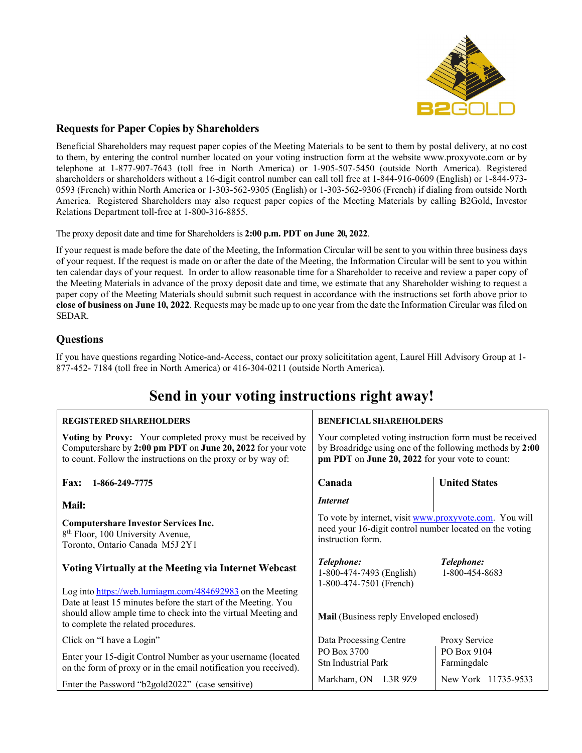## Requests for Paper Copies by Shareholders

Beneficial Shareholders may request paper copies of the Meeting Materials to be sent to them by postal delivery, at no cost to them, by entering the control number located on your voting instruction form at the website www.proxyvote.com or by telephone at 1-877-907-7643 (toll free in North America) or 1-905-507-5450 (outside North America). Registered shareholders or shareholders without a 16-digit control number can call toll free at 1-844-916-0609 (English) or 1-844-973-0593 (French) within North America or 1-303-562-9305 (English) or 1-303-562-9306 (French) if dialing from outside North America. Registered Shareholders may also request paper copies of the Meeting Materials by calling B2Gold, Investor Relations Department toll-free at 1-800-316-8855.

The proxy deposit date and time for Shareholders is **2:00 p.m. PDT on June 20, 2022**.

If your request is made before the date of the Meeting, the Information Circular will be sent to you within three business days of your request. If the request is made on or after the date of the Meeting, the Information Circular will be sent to you within ten calendar days of your request. In order to allow reasonable time for a Shareholder to receive and review a paper copy of the Meeting Materials in advance of the proxy deposit date and time, we estimate that any Shareholder wishing to request a paper copy of the Meeting Materials should submit such request in accordance with the instructions set forth above prior to **close of business on June 10, 2022**. Requests may be made up to one year from the date the Information Circular was filed on SEDAR.

## Questions

If you have questions regarding Notice-and-Access, contact our proxy solicititation agent, Laurel Hill Advisory Group at 1-877-452- 7184 (toll free in North America) or 416-304-0211 (outside North America).

# Send in your voting instructions right away!

| REGISTERED SHAREHOLDERS | BENEFICIAL SHAREHOLDERS | |
|---|---|---|
| **Voting by Proxy:** Your completed proxy must be received by Computershare by **2:00 pm PDT** on **June 20, 2022** for your vote to count. Follow the instructions on the proxy or by way of: | Your completed voting instruction form must be received by Broadridge using one of the following methods by **2:00 pm PDT** on **June 20, 2022** for your vote to count: | |
| **Fax: 1-866-249-7775** | **Canada** | **United States** |
| **Mail:** | ***Internet*** | |
| **Computershare Investor Services Inc.** 8th Floor, 100 University Avenue, Toronto, Ontario Canada M5J 2Y1 | To vote by internet, visit www.proxyvote.com. You will need your 16-digit control number located on the voting instruction form. | |
| **Voting Virtually at the Meeting via Internet Webcast** | ***Telephone:*** 1-800-474-7493 (English) 1-800-474-7501 (French) | ***Telephone:*** 1-800-454-8683 |
| Log into https://web.lumiagm.com/484692983 on the Meeting Date at least 15 minutes before the start of the Meeting. You should allow ample time to check into the virtual Meeting and to complete the related procedures. | **Mail** (Business reply Enveloped enclosed) | |
| Click on "I have a Login" | Data Processing Centre PO Box 3700 Stn Industrial Park | Proxy Service PO Box 9104 Farmingdale |
| Enter your 15-digit Control Number as your username (located on the form of proxy or in the email notification you received). | | |
| Enter the Password "b2gold2022" (case sensitive) | Markham, ON L3R 9Z9 | New York 11735-9533 |